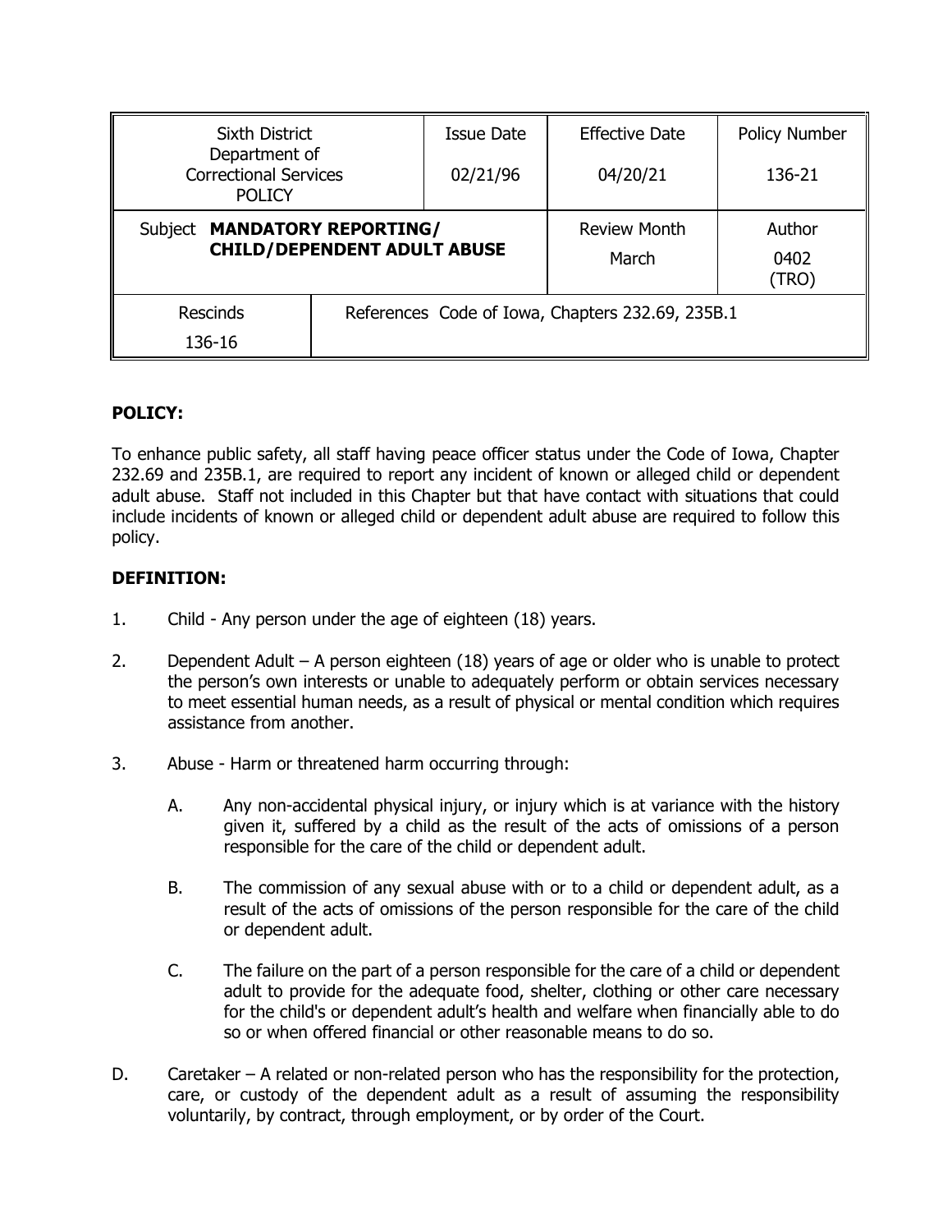| Sixth District Department of Correctional Services POLICY | | Issue Date 02/21/96 | Effective Date 04/20/21 | Policy Number 136-21 |
|---|---|---|---|---|
| Subject **MANDATORY REPORTING/ CHILD/DEPENDENT ADULT ABUSE** | | | Review Month March | Author 0402 (TRO) |
| Rescinds 136-16 | References Code of Iowa, Chapters 232.69, 235B.1 | | | |

**POLICY:**

To enhance public safety, all staff having peace officer status under the Code of Iowa, Chapter 232.69 and 235B.1, are required to report any incident of known or alleged child or dependent adult abuse. Staff not included in this Chapter but that have contact with situations that could include incidents of known or alleged child or dependent adult abuse are required to follow this policy.

**DEFINITION:**

1. Child - Any person under the age of eighteen (18) years.

2. Dependent Adult – A person eighteen (18) years of age or older who is unable to protect the person's own interests or unable to adequately perform or obtain services necessary to meet essential human needs, as a result of physical or mental condition which requires assistance from another.

3. Abuse - Harm or threatened harm occurring through:

   A. Any non-accidental physical injury, or injury which is at variance with the history given it, suffered by a child as the result of the acts of omissions of a person responsible for the care of the child or dependent adult.

   B. The commission of any sexual abuse with or to a child or dependent adult, as a result of the acts of omissions of the person responsible for the care of the child or dependent adult.

   C. The failure on the part of a person responsible for the care of a child or dependent adult to provide for the adequate food, shelter, clothing or other care necessary for the child's or dependent adult's health and welfare when financially able to do so or when offered financial or other reasonable means to do so.

D. Caretaker – A related or non-related person who has the responsibility for the protection, care, or custody of the dependent adult as a result of assuming the responsibility voluntarily, by contract, through employment, or by order of the Court.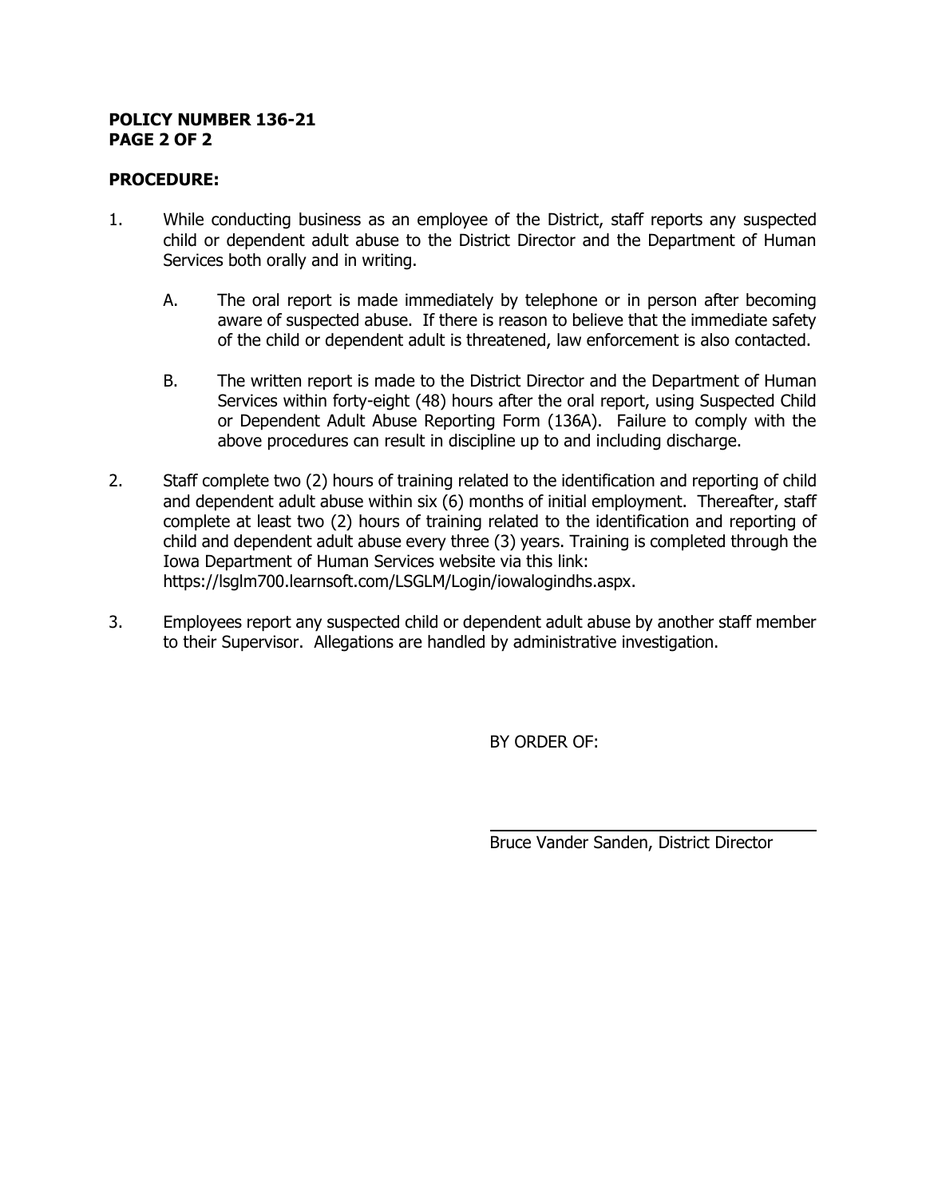**POLICY NUMBER 136-21**

**PROCEDURE:**

1. While conducting business as an employee of the District, staff reports any suspected child or dependent adult abuse to the District Director and the Department of Human Services both orally and in writing.

   A. The oral report is made immediately by telephone or in person after becoming aware of suspected abuse. If there is reason to believe that the immediate safety of the child or dependent adult is threatened, law enforcement is also contacted.

   B. The written report is made to the District Director and the Department of Human Services within forty-eight (48) hours after the oral report, using Suspected Child or Dependent Adult Abuse Reporting Form (136A). Failure to comply with the above procedures can result in discipline up to and including discharge.

2. Staff complete two (2) hours of training related to the identification and reporting of child and dependent adult abuse within six (6) months of initial employment. Thereafter, staff complete at least two (2) hours of training related to the identification and reporting of child and dependent adult abuse every three (3) years. Training is completed through the Iowa Department of Human Services website via this link: https://lsglm700.learnsoft.com/LSGLM/Login/iowalogindhs.aspx.

3. Employees report any suspected child or dependent adult abuse by another staff member to their Supervisor. Allegations are handled by administrative investigation.

BY ORDER OF:

Bruce Vander Sanden, District Director